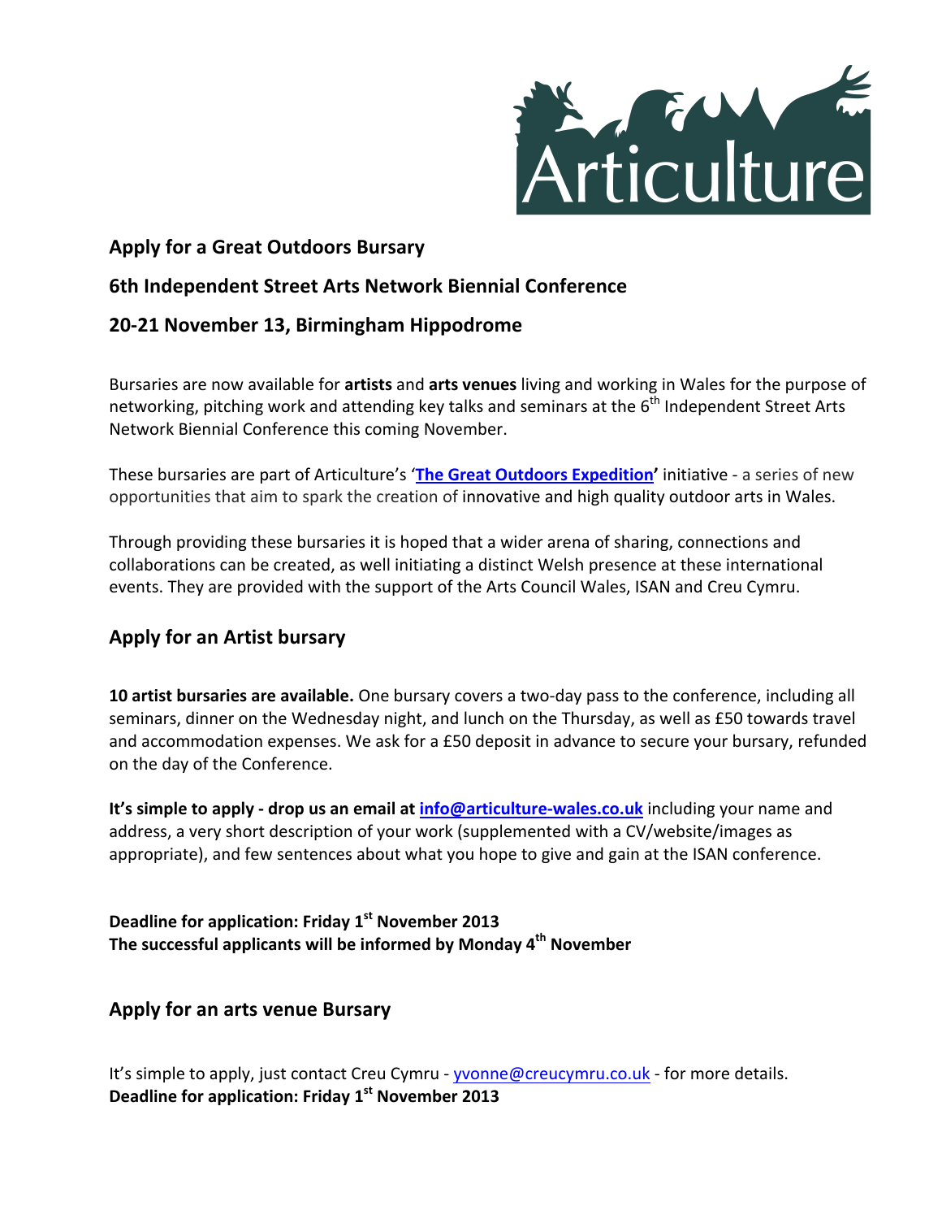Articulture

## Apply for a Great Outdoors Bursary

## 6th Independent Street Arts Network Biennial Conference

## 20-21 November 13, Birmingham Hippodrome

Bursaries are now available for **artists** and **arts venues** living and working in Wales for the purpose of networking, pitching work and attending key talks and seminars at the 6th Independent Street Arts Network Biennial Conference this coming November.

These bursaries are part of Articulture's '**The Great Outdoors Expedition**' initiative - a series of new opportunities that aim to spark the creation of innovative and high quality outdoor arts in Wales.

Through providing these bursaries it is hoped that a wider arena of sharing, connections and collaborations can be created, as well initiating a distinct Welsh presence at these international events. They are provided with the support of the Arts Council Wales, ISAN and Creu Cymru.

## Apply for an Artist bursary

**10 artist bursaries are available.** One bursary covers a two-day pass to the conference, including all seminars, dinner on the Wednesday night, and lunch on the Thursday, as well as £50 towards travel and accommodation expenses. We ask for a £50 deposit in advance to secure your bursary, refunded on the day of the Conference.

**It's simple to apply - drop us an email at info@articulture-wales.co.uk** including your name and address, a very short description of your work (supplemented with a CV/website/images as appropriate), and few sentences about what you hope to give and gain at the ISAN conference.

**Deadline for application: Friday 1st November 2013**
**The successful applicants will be informed by Monday 4th November**

## Apply for an arts venue Bursary

It's simple to apply, just contact Creu Cymru - yvonne@creucymru.co.uk - for more details.
**Deadline for application: Friday 1st November 2013**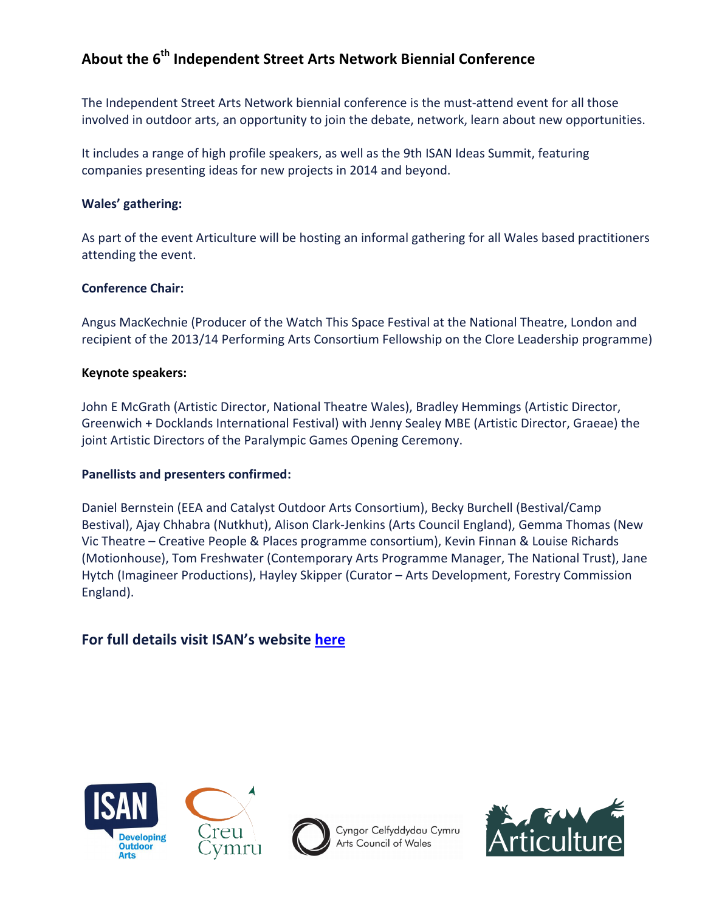## About the 6th Independent Street Arts Network Biennial Conference

The Independent Street Arts Network biennial conference is the must-attend event for all those involved in outdoor arts, an opportunity to join the debate, network, learn about new opportunities.

It includes a range of high profile speakers, as well as the 9th ISAN Ideas Summit, featuring companies presenting ideas for new projects in 2014 and beyond.

**Wales' gathering:**

As part of the event Articulture will be hosting an informal gathering for all Wales based practitioners attending the event.

**Conference Chair:**

Angus MacKechnie (Producer of the Watch This Space Festival at the National Theatre, London and recipient of the 2013/14 Performing Arts Consortium Fellowship on the Clore Leadership programme)

**Keynote speakers:**

John E McGrath (Artistic Director, National Theatre Wales), Bradley Hemmings (Artistic Director, Greenwich + Docklands International Festival) with Jenny Sealey MBE (Artistic Director, Graeae) the joint Artistic Directors of the Paralympic Games Opening Ceremony.

**Panellists and presenters confirmed:**

Daniel Bernstein (EEA and Catalyst Outdoor Arts Consortium), Becky Burchell (Bestival/Camp Bestival), Ajay Chhabra (Nutkhut), Alison Clark-Jenkins (Arts Council England), Gemma Thomas (New Vic Theatre – Creative People & Places programme consortium), Kevin Finnan & Louise Richards (Motionhouse), Tom Freshwater (Contemporary Arts Programme Manager, The National Trust), Jane Hytch (Imagineer Productions), Hayley Skipper (Curator – Arts Development, Forestry Commission England).

### For full details visit ISAN's website here

ISAN Developing Outdoor Arts | Creu Cymru | Cyngor Celfyddydau Cymru Arts Council of Wales | Articulture